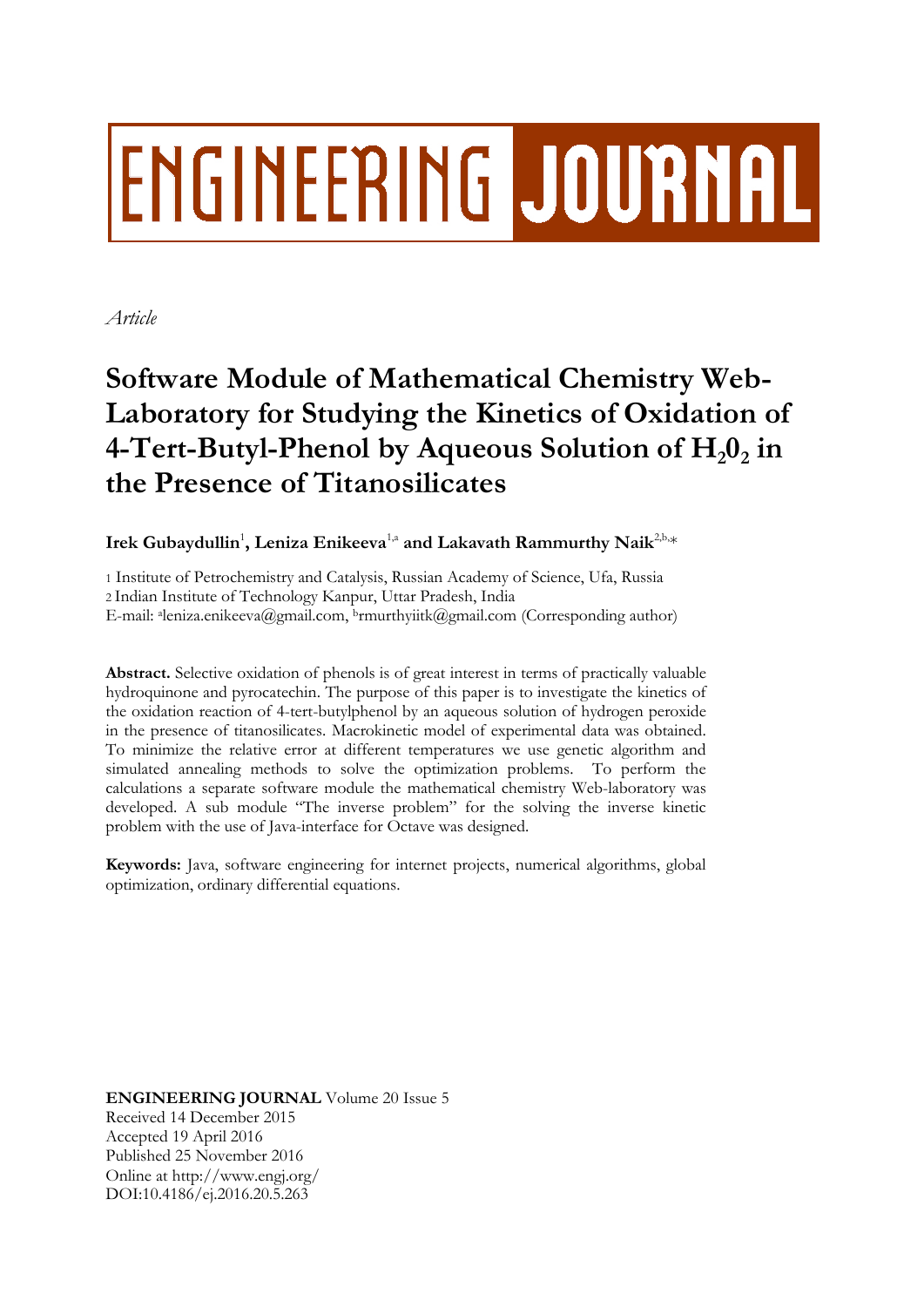ENGINEERING JOURNAL

*Article*

# Software Module of Mathematical Chemistry Web-Laboratory for Studying the Kinetics of Oxidation of 4-Tert-Butyl-Phenol by Aqueous Solution of $H_20_2$ in the Presence of Titanosilicates

**Irek Gubaydullin**[1]**, Leniza Enikeeva**[1,a] **and Lakavath Rammurthy Naik**[2,b,*]

1 Institute of Petrochemistry and Catalysis, Russian Academy of Science, Ufa, Russia
2 Indian Institute of Technology Kanpur, Uttar Pradesh, India
E-mail: [a]leniza.enikeeva@gmail.com, [b]rmurthyiitk@gmail.com (Corresponding author)

**Abstract.** Selective oxidation of phenols is of great interest in terms of practically valuable hydroquinone and pyrocatechin. The purpose of this paper is to investigate the kinetics of the oxidation reaction of 4-tert-butylphenol by an aqueous solution of hydrogen peroxide in the presence of titanosilicates. Macrokinetic model of experimental data was obtained. To minimize the relative error at different temperatures we use genetic algorithm and simulated annealing methods to solve the optimization problems. To perform the calculations a separate software module the mathematical chemistry Web-laboratory was developed. A sub module "The inverse problem" for the solving the inverse kinetic problem with the use of Java-interface for Octave was designed.

**Keywords:** Java, software engineering for internet projects, numerical algorithms, global optimization, ordinary differential equations.

**ENGINEERING JOURNAL** Volume 20 Issue 5
Received 14 December 2015
Accepted 19 April 2016
Published 25 November 2016
Online at http://www.engj.org/
DOI:10.4186/ej.2016.20.5.263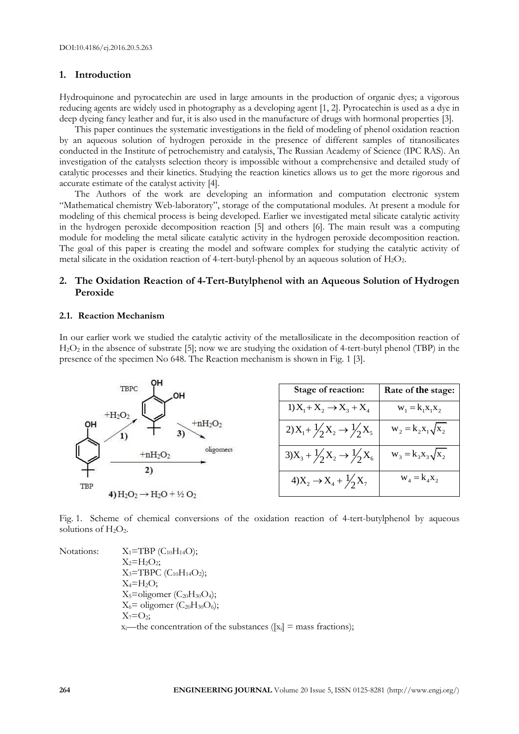DOI:10.4186/ej.2016.20.5.263

## 1. Introduction

Hydroquinone and pyrocatechin are used in large amounts in the production of organic dyes; a vigorous reducing agents are widely used in photography as a developing agent [1, 2]. Pyrocatechin is used as a dye in deep dyeing fancy leather and fur, it is also used in the manufacture of drugs with hormonal properties [3].

This paper continues the systematic investigations in the field of modeling of phenol oxidation reaction by an aqueous solution of hydrogen peroxide in the presence of different samples of titanosilicates conducted in the Institute of petrochemistry and catalysis, The Russian Academy of Science (IPC RAS). An investigation of the catalysts selection theory is impossible without a comprehensive and detailed study of catalytic processes and their kinetics. Studying the reaction kinetics allows us to get the more rigorous and accurate estimate of the catalyst activity [4].

The Authors of the work are developing an information and computation electronic system "Mathematical chemistry Web-laboratory", storage of the computational modules. At present a module for modeling of this chemical process is being developed. Earlier we investigated metal silicate catalytic activity in the hydrogen peroxide decomposition reaction [5] and others [6]. The main result was a computing module for modeling the metal silicate catalytic activity in the hydrogen peroxide decomposition reaction. The goal of this paper is creating the model and software complex for studying the catalytic activity of metal silicate in the oxidation reaction of 4-tert-butyl-phenol by an aqueous solution of $H_2O_2$.

## 2. The Oxidation Reaction of 4-Tert-Butylphenol with an Aqueous Solution of Hydrogen Peroxide

### 2.1. Reaction Mechanism

In our earlier work we studied the catalytic activity of the metallosilicate in the decomposition reaction of $H_2O_2$ in the absence of substrate [5]; now we are studying the oxidation of 4-tert-butyl phenol (TBP) in the presence of the specimen No 648. The Reaction mechanism is shown in Fig. 1 [3].

TBP → (1) $+H_2O_2$ → TBPC; TBPC → (3) $+nH_2O_2$ → oligomers; TBP → (2) $+nH_2O_2$ → oligomers

4) $H_2O_2 \rightarrow H_2O + ½\, O_2$

| Stage of reaction: | Rate of the stage: |
|---|---|
| 1) $X_1 + X_2 \rightarrow X_3 + X_4$ | $w_1 = k_1 x_1 x_2$ |
| 2) $X_1 + \frac{1}{2} X_2 \rightarrow \frac{1}{2} X_5$ | $w_2 = k_2 x_1 \sqrt{x_2}$ |
| 3) $X_3 + \frac{1}{2} X_2 \rightarrow \frac{1}{2} X_6$ | $w_3 = k_3 x_3 \sqrt{x_2}$ |
| 4) $X_2 \rightarrow X_4 + \frac{1}{2} X_7$ | $w_4 = k_4 x_2$ |

Fig. 1. Scheme of chemical conversions of the oxidation reaction of 4-tert-butylphenol by aqueous solutions of $H_2O_2$.

Notations:
$X_1$=TBP ($C_{10}H_{14}O$);
$X_2$=$H_2O_2$;
$X_3$=TBPC ($C_{10}H_{14}O_2$);
$X_4$=$H_2O$;
$X_5$=oligomer ($C_{20}H_{30}O_4$);
$X_6$= oligomer ($C_{20}H_{30}O_6$);
$X_7$=$O_2$;
$x_i$—the concentration of the substances ($[x_i]$ = mass fractions);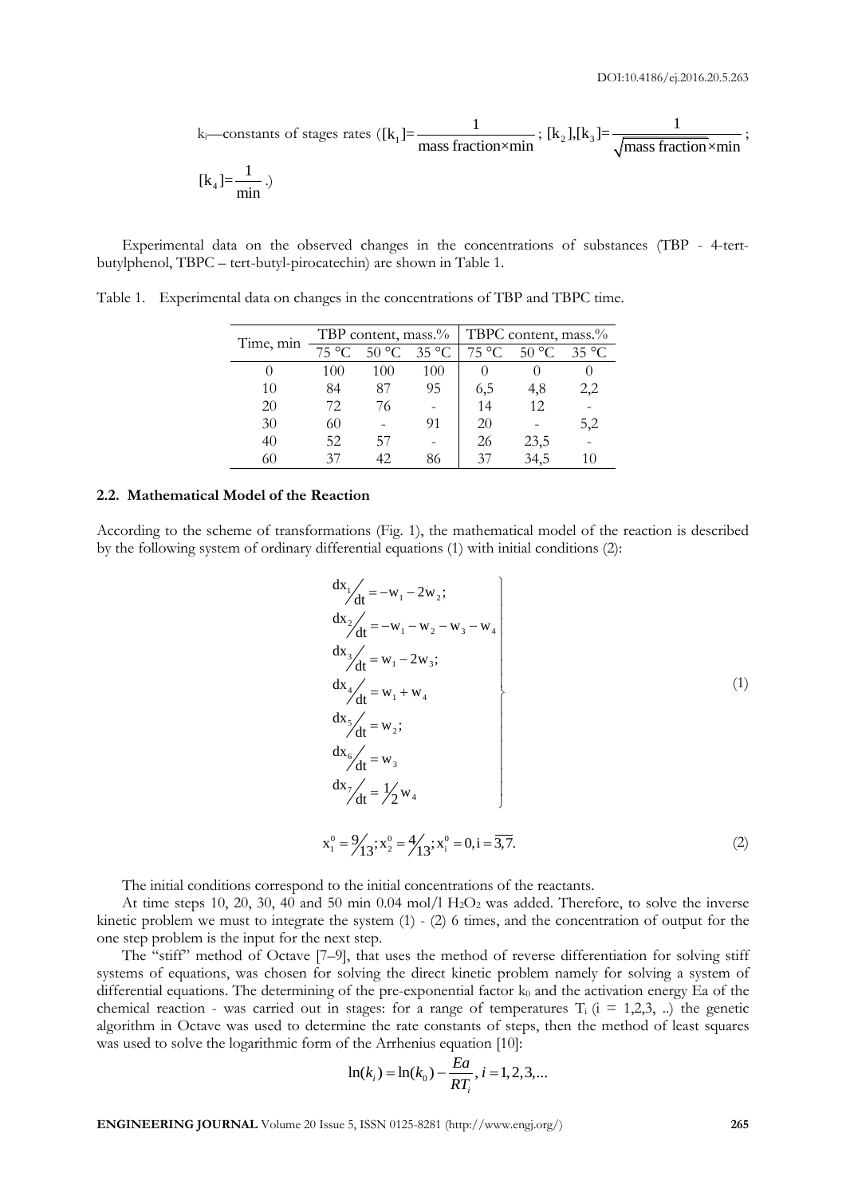$k_i$—constants of stages rates ($[k_1]=\dfrac{1}{\text{mass fraction}\times\text{min}}$; $[k_2],[k_3]=\dfrac{1}{\sqrt{\text{mass fraction}}\times\text{min}}$;

$[k_4]=\dfrac{1}{\text{min}}$.)

Experimental data on the observed changes in the concentrations of substances (TBP - 4-tert-butylphenol, TBPC – tert-butyl-pirocatechin) are shown in Table 1.

Table 1. Experimental data on changes in the concentrations of TBP and TBPC time.

| Time, min | TBP content, mass.% | | | TBPC content, mass.% | | |
|---|---|---|---|---|---|---|
| | 75 °C | 50 °C | 35 °C | 75 °C | 50 °C | 35 °C |
| 0 | 100 | 100 | 100 | 0 | 0 | 0 |
| 10 | 84 | 87 | 95 | 6,5 | 4,8 | 2,2 |
| 20 | 72 | 76 | - | 14 | 12 | - |
| 30 | 60 | - | 91 | 20 | - | 5,2 |
| 40 | 52 | 57 | - | 26 | 23,5 | - |
| 60 | 37 | 42 | 86 | 37 | 34,5 | 10 |

### 2.2. Mathematical Model of the Reaction

According to the scheme of transformations (Fig. 1), the mathematical model of the reaction is described by the following system of ordinary differential equations (1) with initial conditions (2):

$$\left.\begin{aligned}
dx_1/dt &= -w_1 - 2w_2; \\
dx_2/dt &= -w_1 - w_2 - w_3 - w_4 \\
dx_3/dt &= w_1 - 2w_3; \\
dx_4/dt &= w_1 + w_4 \\
dx_5/dt &= w_2; \\
dx_6/dt &= w_3 \\
dx_7/dt &= 1/2\, w_4
\end{aligned}\right\} \tag{1}$$

$$x_1^0 = 9/13;\ x_2^0 = 4/13;\ x_i^0 = 0, i = \overline{3,7}. \tag{2}$$

The initial conditions correspond to the initial concentrations of the reactants.

At time steps 10, 20, 30, 40 and 50 min 0.04 mol/l $H_2O_2$ was added. Therefore, to solve the inverse kinetic problem we must to integrate the system (1) - (2) 6 times, and the concentration of output for the one step problem is the input for the next step.

The "stiff" method of Octave [7–9], that uses the method of reverse differentiation for solving stiff systems of equations, was chosen for solving the direct kinetic problem namely for solving a system of differential equations. The determining of the pre-exponential factor $k_0$ and the activation energy Ea of the chemical reaction - was carried out in stages: for a range of temperatures $T_i$ (i = 1,2,3, ..) the genetic algorithm in Octave was used to determine the rate constants of steps, then the method of least squares was used to solve the logarithmic form of the Arrhenius equation [10]:

$$\ln(k_i) = \ln(k_0) - \frac{Ea}{RT_i},\ i = 1,2,3,...$$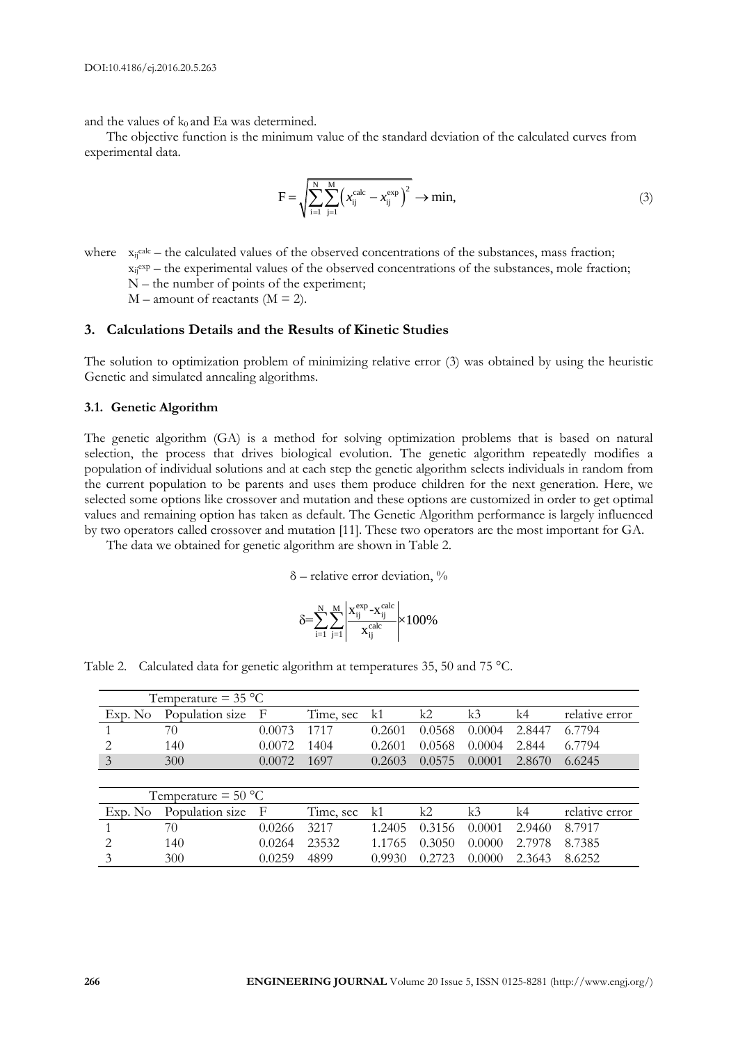and the values of $k_0$ and Ea was determined.

The objective function is the minimum value of the standard deviation of the calculated curves from experimental data.

$$F = \sqrt{\sum_{i=1}^{N}\sum_{j=1}^{M}\left(x_{ij}^{calc} - x_{ij}^{exp}\right)^2} \rightarrow \min, \tag{3}$$

where $x_{ij}^{calc}$ – the calculated values of the observed concentrations of the substances, mass fraction;
$x_{ij}^{exp}$ – the experimental values of the observed concentrations of the substances, mole fraction;
N – the number of points of the experiment;
M – amount of reactants (M = 2).

## 3. Calculations Details and the Results of Kinetic Studies

The solution to optimization problem of minimizing relative error (3) was obtained by using the heuristic Genetic and simulated annealing algorithms.

### 3.1. Genetic Algorithm

The genetic algorithm (GA) is a method for solving optimization problems that is based on natural selection, the process that drives biological evolution. The genetic algorithm repeatedly modifies a population of individual solutions and at each step the genetic algorithm selects individuals in random from the current population to be parents and uses them produce children for the next generation. Here, we selected some options like crossover and mutation and these options are customized in order to get optimal values and remaining option has taken as default. The Genetic Algorithm performance is largely influenced by two operators called crossover and mutation [11]. These two operators are the most important for GA.

The data we obtained for genetic algorithm are shown in Table 2.

δ – relative error deviation, %

$$\delta = \sum_{i=1}^{N}\sum_{j=1}^{M}\left|\frac{x_{ij}^{exp} - x_{ij}^{calc}}{x_{ij}^{calc}}\right| \times 100\%$$

Table 2. Calculated data for genetic algorithm at temperatures 35, 50 and 75 °C.

| Temperature = 35 °C | | | | | | | | |
|---|---|---|---|---|---|---|---|---|
| Exp. No | Population size | F | Time, sec | k1 | k2 | k3 | k4 | relative error |
| 1 | 70 | 0.0073 | 1717 | 0.2601 | 0.0568 | 0.0004 | 2.8447 | 6.7794 |
| 2 | 140 | 0.0072 | 1404 | 0.2601 | 0.0568 | 0.0004 | 2.844 | 6.7794 |
| 3 | 300 | 0.0072 | 1697 | 0.2603 | 0.0575 | 0.0001 | 2.8670 | 6.6245 |
| **Temperature = 50 °C** | | | | | | | | |
| Exp. No | Population size | F | Time, sec | k1 | k2 | k3 | k4 | relative error |
| 1 | 70 | 0.0266 | 3217 | 1.2405 | 0.3156 | 0.0001 | 2.9460 | 8.7917 |
| 2 | 140 | 0.0264 | 23532 | 1.1765 | 0.3050 | 0.0000 | 2.7978 | 8.7385 |
| 3 | 300 | 0.0259 | 4899 | 0.9930 | 0.2723 | 0.0000 | 2.3643 | 8.6252 |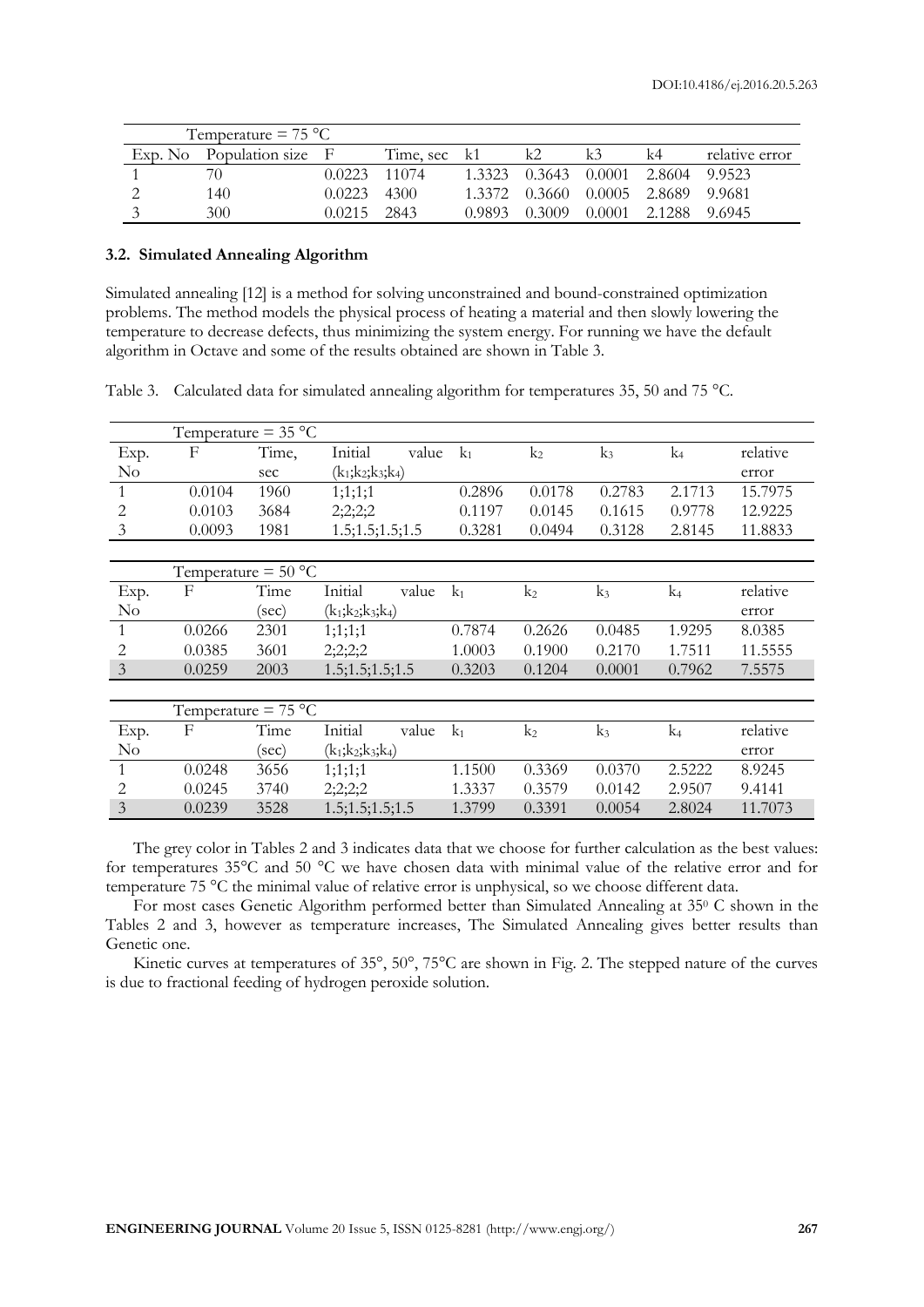| Temperature = 75 °C | | | | | | | | |
|---|---|---|---|---|---|---|---|---|
| Exp. No | Population size | F | Time, sec | k1 | k2 | k3 | k4 | relative error |
| 1 | 70 | 0.0223 | 11074 | 1.3323 | 0.3643 | 0.0001 | 2.8604 | 9.9523 |
| 2 | 140 | 0.0223 | 4300 | 1.3372 | 0.3660 | 0.0005 | 2.8689 | 9.9681 |
| 3 | 300 | 0.0215 | 2843 | 0.9893 | 0.3009 | 0.0001 | 2.1288 | 9.6945 |

### 3.2. Simulated Annealing Algorithm

Simulated annealing [12] is a method for solving unconstrained and bound-constrained optimization problems. The method models the physical process of heating a material and then slowly lowering the temperature to decrease defects, thus minimizing the system energy. For running we have the default algorithm in Octave and some of the results obtained are shown in Table 3.

Table 3. Calculated data for simulated annealing algorithm for temperatures 35, 50 and 75 °C.

| Temperature = 35 °C | | | | | | | | |
|---|---|---|---|---|---|---|---|---|
| Exp. No | F | Time, sec | Initial value ($k_1$;$k_2$;$k_3$;$k_4$) | $k_1$ | $k_2$ | $k_3$ | $k_4$ | relative error |
| 1 | 0.0104 | 1960 | 1;1;1;1 | 0.2896 | 0.0178 | 0.2783 | 2.1713 | 15.7975 |
| 2 | 0.0103 | 3684 | 2;2;2;2 | 0.1197 | 0.0145 | 0.1615 | 0.9778 | 12.9225 |
| 3 | 0.0093 | 1981 | 1.5;1.5;1.5;1.5 | 0.3281 | 0.0494 | 0.3128 | 2.8145 | 11.8833 |

| Temperature = 50 °C | | | | | | | | |
|---|---|---|---|---|---|---|---|---|
| Exp. No | F | Time (sec) | Initial value ($k_1$;$k_2$;$k_3$;$k_4$) | $k_1$ | $k_2$ | $k_3$ | $k_4$ | relative error |
| 1 | 0.0266 | 2301 | 1;1;1;1 | 0.7874 | 0.2626 | 0.0485 | 1.9295 | 8.0385 |
| 2 | 0.0385 | 3601 | 2;2;2;2 | 1.0003 | 0.1900 | 0.2170 | 1.7511 | 11.5555 |
| 3 | 0.0259 | 2003 | 1.5;1.5;1.5;1.5 | 0.3203 | 0.1204 | 0.0001 | 0.7962 | 7.5575 |

| Temperature = 75 °C | | | | | | | | |
|---|---|---|---|---|---|---|---|---|
| Exp. No | F | Time (sec) | Initial value ($k_1$;$k_2$;$k_3$;$k_4$) | $k_1$ | $k_2$ | $k_3$ | $k_4$ | relative error |
| 1 | 0.0248 | 3656 | 1;1;1;1 | 1.1500 | 0.3369 | 0.0370 | 2.5222 | 8.9245 |
| 2 | 0.0245 | 3740 | 2;2;2;2 | 1.3337 | 0.3579 | 0.0142 | 2.9507 | 9.4141 |
| 3 | 0.0239 | 3528 | 1.5;1.5;1.5;1.5 | 1.3799 | 0.3391 | 0.0054 | 2.8024 | 11.7073 |

The grey color in Tables 2 and 3 indicates data that we choose for further calculation as the best values: for temperatures 35°C and 50 °C we have chosen data with minimal value of the relative error and for temperature 75 °C the minimal value of relative error is unphysical, so we choose different data.

For most cases Genetic Algorithm performed better than Simulated Annealing at $35^0$ C shown in the Tables 2 and 3, however as temperature increases, The Simulated Annealing gives better results than Genetic one.

Kinetic curves at temperatures of 35°, 50°, 75°C are shown in Fig. 2. The stepped nature of the curves is due to fractional feeding of hydrogen peroxide solution.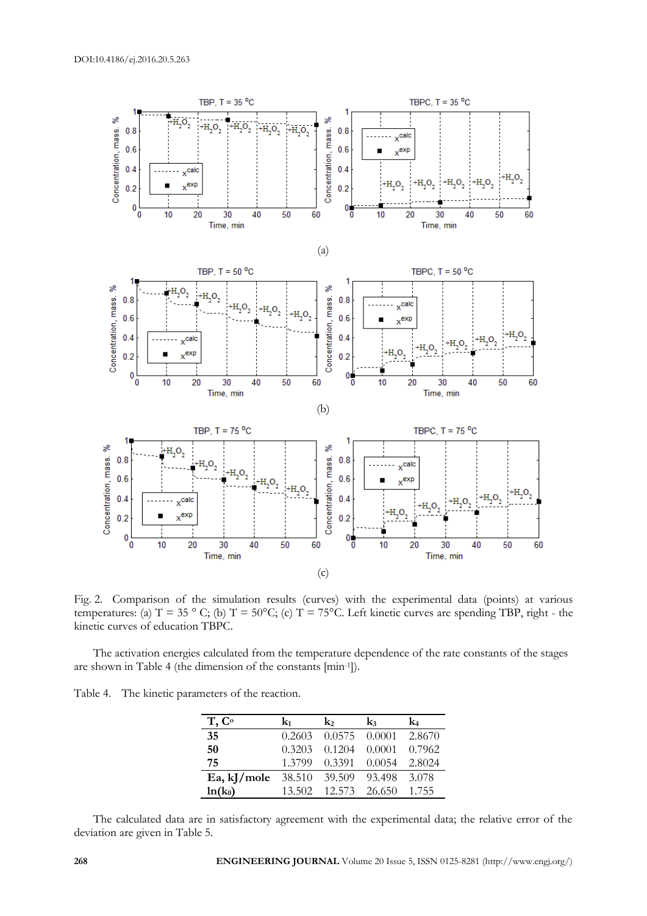Fig. 2. Comparison of the simulation results (curves) with the experimental data (points) at various temperatures: (a) T = 35 ° C; (b) T = 50°C; (c) T = 75°C. Left kinetic curves are spending TBP, right - the kinetic curves of education TBPC.

The activation energies calculated from the temperature dependence of the rate constants of the stages are shown in Table 4 (the dimension of the constants [min$^{-1}$]).

Table 4. The kinetic parameters of the reaction.

| T, C° | $k_1$ | $k_2$ | $k_3$ | $k_4$ |
|---|---|---|---|---|
| **35** | 0.2603 | 0.0575 | 0.0001 | 2.8670 |
| **50** | 0.3203 | 0.1204 | 0.0001 | 0.7962 |
| **75** | 1.3799 | 0.3391 | 0.0054 | 2.8024 |
| **Ea, kJ/mole** | 38.510 | 39.509 | 93.498 | 3.078 |
| **ln($k_0$)** | 13.502 | 12.573 | 26.650 | 1.755 |

The calculated data are in satisfactory agreement with the experimental data; the relative error of the deviation are given in Table 5.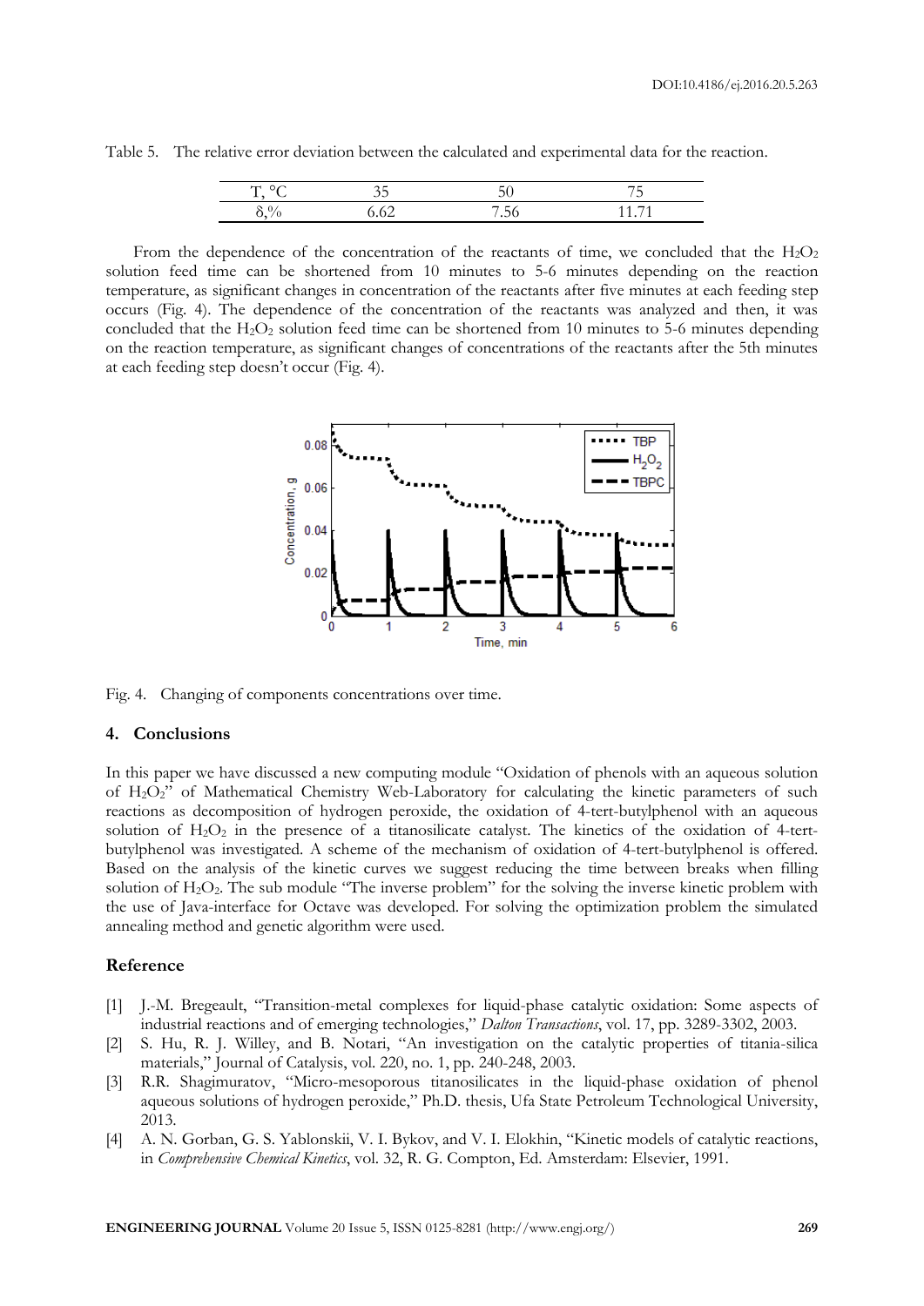Table 5. The relative error deviation between the calculated and experimental data for the reaction.

| T, °C | 35 | 50 | 75 |
|---|---|---|---|
| δ,% | 6.62 | 7.56 | 11.71 |

From the dependence of the concentration of the reactants of time, we concluded that the $H_2O_2$ solution feed time can be shortened from 10 minutes to 5-6 minutes depending on the reaction temperature, as significant changes in concentration of the reactants after five minutes at each feeding step occurs (Fig. 4). The dependence of the concentration of the reactants was analyzed and then, it was concluded that the $H_2O_2$ solution feed time can be shortened from 10 minutes to 5-6 minutes depending on the reaction temperature, as significant changes of concentrations of the reactants after the 5th minutes at each feeding step doesn't occur (Fig. 4).

Fig. 4. Changing of components concentrations over time.

## 4. Conclusions

In this paper we have discussed a new computing module "Oxidation of phenols with an aqueous solution of $H_2O_2$" of Mathematical Chemistry Web-Laboratory for calculating the kinetic parameters of such reactions as decomposition of hydrogen peroxide, the oxidation of 4-tert-butylphenol with an aqueous solution of $H_2O_2$ in the presence of a titanosilicate catalyst. The kinetics of the oxidation of 4-tert-butylphenol was investigated. A scheme of the mechanism of oxidation of 4-tert-butylphenol is offered. Based on the analysis of the kinetic curves we suggest reducing the time between breaks when filling solution of $H_2O_2$. The sub module "The inverse problem" for the solving the inverse kinetic problem with the use of Java-interface for Octave was developed. For solving the optimization problem the simulated annealing method and genetic algorithm were used.

## Reference

[1] J.-M. Bregeault, "Transition-metal complexes for liquid-phase catalytic oxidation: Some aspects of industrial reactions and of emerging technologies," *Dalton Transactions*, vol. 17, pp. 3289-3302, 2003.

[2] S. Hu, R. J. Willey, and B. Notari, "An investigation on the catalytic properties of titania-silica materials," Journal of Catalysis, vol. 220, no. 1, pp. 240-248, 2003.

[3] R.R. Shagimuratov, "Micro-mesoporous titanosilicates in the liquid-phase oxidation of phenol aqueous solutions of hydrogen peroxide," Ph.D. thesis, Ufa State Petroleum Technological University, 2013.

[4] A. N. Gorban, G. S. Yablonskii, V. I. Bykov, and V. I. Elokhin, "Kinetic models of catalytic reactions, in *Comprehensive Chemical Kinetics*, vol. 32, R. G. Compton, Ed. Amsterdam: Elsevier, 1991.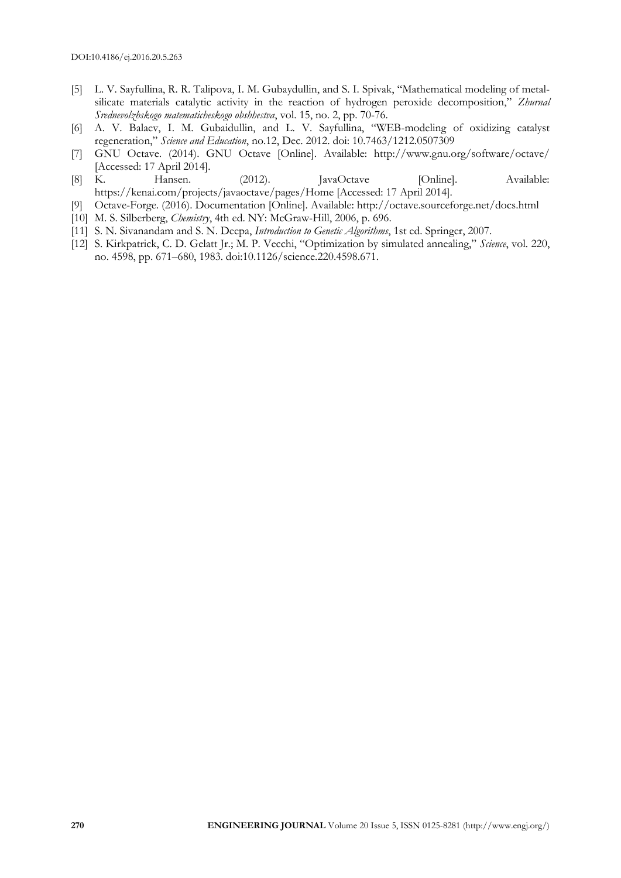[5] L. V. Sayfullina, R. R. Talipova, I. M. Gubaydullin, and S. I. Spivak, "Mathematical modeling of metal-silicate materials catalytic activity in the reaction of hydrogen peroxide decomposition," *Zhurnal Srednevolzhskogo matematicheskogo obshhestva*, vol. 15, no. 2, pp. 70-76.

[6] A. V. Balaev, I. M. Gubaidullin, and L. V. Sayfullina, "WEB-modeling of oxidizing catalyst regeneration," *Science and Education*, no.12, Dec. 2012. doi: 10.7463/1212.0507309

[7] GNU Octave. (2014). GNU Octave [Online]. Available: http://www.gnu.org/software/octave/ [Accessed: 17 April 2014].

[8] K. Hansen. (2012). JavaOctave [Online]. Available: https://kenai.com/projects/javaoctave/pages/Home [Accessed: 17 April 2014].

[9] Octave-Forge. (2016). Documentation [Online]. Available: http://octave.sourceforge.net/docs.html

[10] M. S. Silberberg, *Chemistry*, 4th ed. NY: McGraw-Hill, 2006, p. 696.

[11] S. N. Sivanandam and S. N. Deepa, *Introduction to Genetic Algorithms*, 1st ed. Springer, 2007.

[12] S. Kirkpatrick, C. D. Gelatt Jr.; M. P. Vecchi, "Optimization by simulated annealing," *Science*, vol. 220, no. 4598, pp. 671–680, 1983. doi:10.1126/science.220.4598.671.